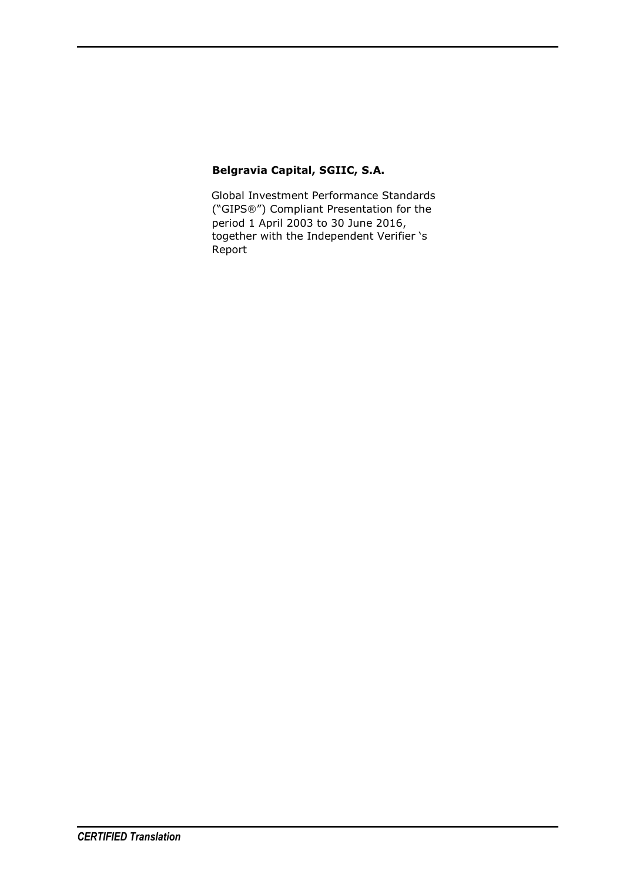**Belgravia Capital, SGIIC, S.A.**

Global Investment Performance Standards ("GIPS®") Compliant Presentation for the period 1 April 2003 to 30 June 2016, together with the Independent Verifier 's Report

*CERTIFIED Translation*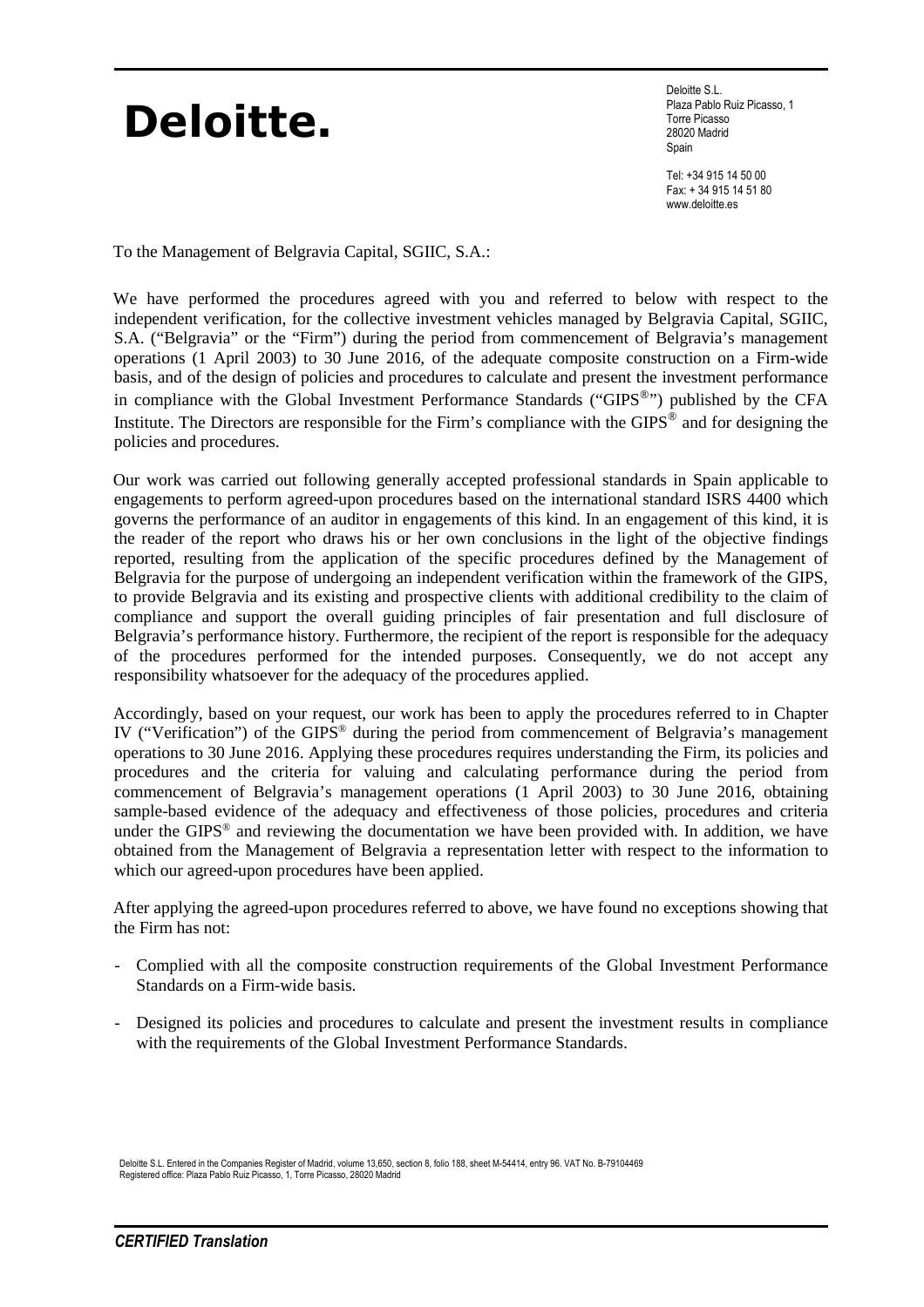**Deloitte.**

Deloitte S.L.
Plaza Pablo Ruiz Picasso, 1
Torre Picasso
28020 Madrid
Spain

Tel: +34 915 14 50 00
Fax: + 34 915 14 51 80
www.deloitte.es

To the Management of Belgravia Capital, SGIIC, S.A.:

We have performed the procedures agreed with you and referred to below with respect to the independent verification, for the collective investment vehicles managed by Belgravia Capital, SGIIC, S.A. ("Belgravia" or the "Firm") during the period from commencement of Belgravia's management operations (1 April 2003) to 30 June 2016, of the adequate composite construction on a Firm-wide basis, and of the design of policies and procedures to calculate and present the investment performance in compliance with the Global Investment Performance Standards ("GIPS®") published by the CFA Institute. The Directors are responsible for the Firm's compliance with the GIPS® and for designing the policies and procedures.

Our work was carried out following generally accepted professional standards in Spain applicable to engagements to perform agreed-upon procedures based on the international standard ISRS 4400 which governs the performance of an auditor in engagements of this kind. In an engagement of this kind, it is the reader of the report who draws his or her own conclusions in the light of the objective findings reported, resulting from the application of the specific procedures defined by the Management of Belgravia for the purpose of undergoing an independent verification within the framework of the GIPS, to provide Belgravia and its existing and prospective clients with additional credibility to the claim of compliance and support the overall guiding principles of fair presentation and full disclosure of Belgravia's performance history. Furthermore, the recipient of the report is responsible for the adequacy of the procedures performed for the intended purposes. Consequently, we do not accept any responsibility whatsoever for the adequacy of the procedures applied.

Accordingly, based on your request, our work has been to apply the procedures referred to in Chapter IV ("Verification") of the GIPS® during the period from commencement of Belgravia's management operations to 30 June 2016. Applying these procedures requires understanding the Firm, its policies and procedures and the criteria for valuing and calculating performance during the period from commencement of Belgravia's management operations (1 April 2003) to 30 June 2016, obtaining sample-based evidence of the adequacy and effectiveness of those policies, procedures and criteria under the GIPS® and reviewing the documentation we have been provided with. In addition, we have obtained from the Management of Belgravia a representation letter with respect to the information to which our agreed-upon procedures have been applied.

After applying the agreed-upon procedures referred to above, we have found no exceptions showing that the Firm has not:

- Complied with all the composite construction requirements of the Global Investment Performance Standards on a Firm-wide basis.

- Designed its policies and procedures to calculate and present the investment results in compliance with the requirements of the Global Investment Performance Standards.

Deloitte S.L. Entered in the Companies Register of Madrid, volume 13,650, section 8, folio 188, sheet M-54414, entry 96. VAT No. B-79104469
Registered office: Plaza Pablo Ruiz Picasso, 1, Torre Picasso, 28020 Madrid

*CERTIFIED Translation*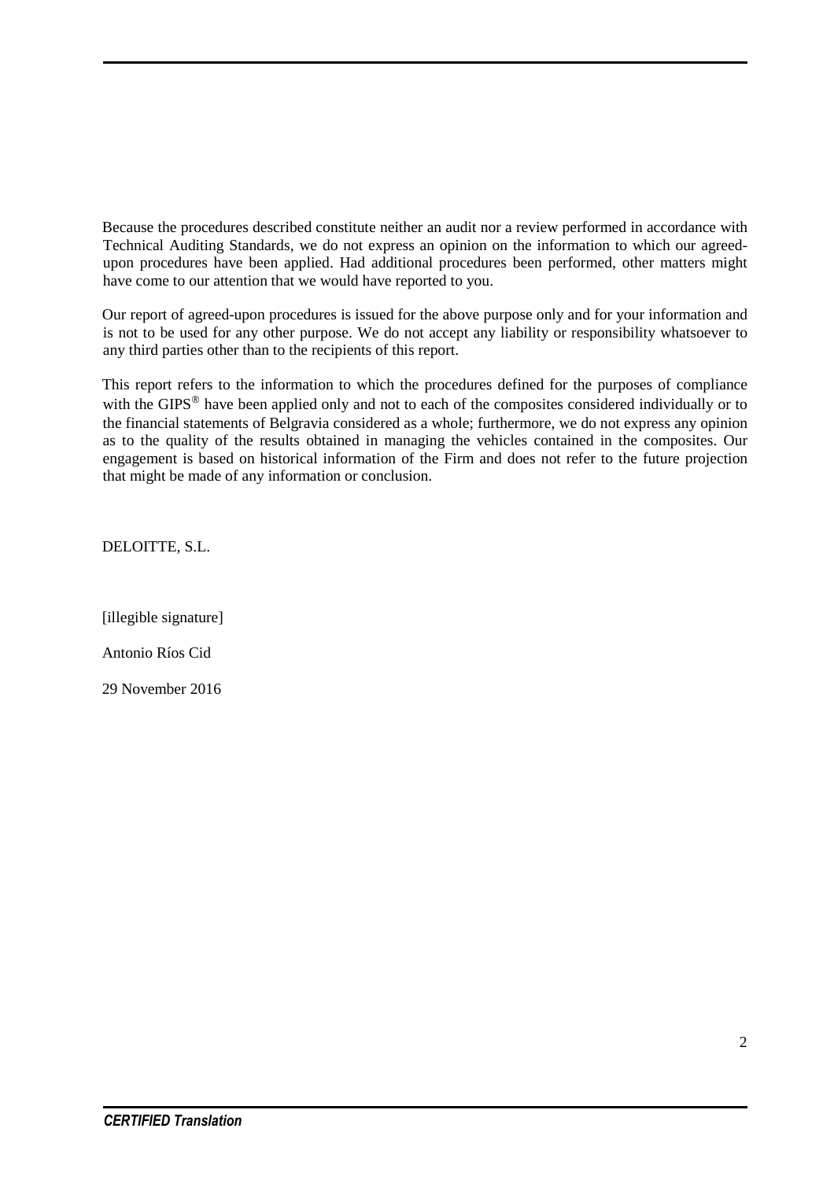Because the procedures described constitute neither an audit nor a review performed in accordance with Technical Auditing Standards, we do not express an opinion on the information to which our agreed-upon procedures have been applied. Had additional procedures been performed, other matters might have come to our attention that we would have reported to you.

Our report of agreed-upon procedures is issued for the above purpose only and for your information and is not to be used for any other purpose. We do not accept any liability or responsibility whatsoever to any third parties other than to the recipients of this report.

This report refers to the information to which the procedures defined for the purposes of compliance with the GIPS® have been applied only and not to each of the composites considered individually or to the financial statements of Belgravia considered as a whole; furthermore, we do not express any opinion as to the quality of the results obtained in managing the vehicles contained in the composites. Our engagement is based on historical information of the Firm and does not refer to the future projection that might be made of any information or conclusion.

DELOITTE, S.L.

[illegible signature]

Antonio Ríos Cid

29 November 2016

*CERTIFIED Translation*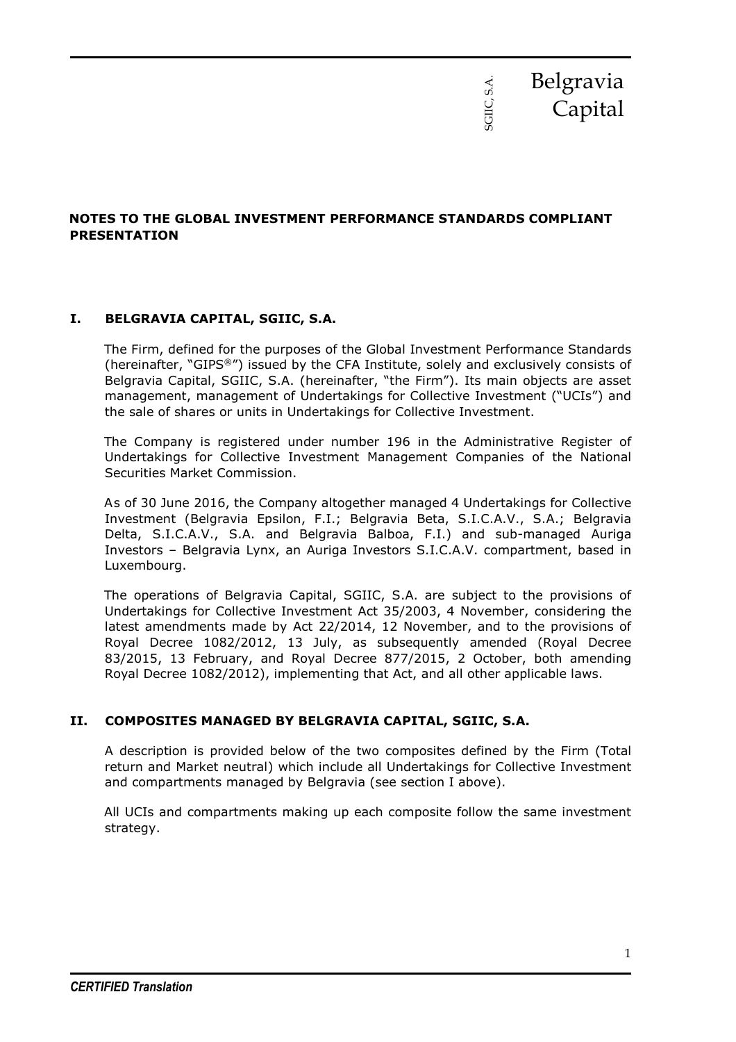## NOTES TO THE GLOBAL INVESTMENT PERFORMANCE STANDARDS COMPLIANT PRESENTATION

### I. BELGRAVIA CAPITAL, SGIIC, S.A.

The Firm, defined for the purposes of the Global Investment Performance Standards (hereinafter, "GIPS®") issued by the CFA Institute, solely and exclusively consists of Belgravia Capital, SGIIC, S.A. (hereinafter, "the Firm"). Its main objects are asset management, management of Undertakings for Collective Investment ("UCIs") and the sale of shares or units in Undertakings for Collective Investment.

The Company is registered under number 196 in the Administrative Register of Undertakings for Collective Investment Management Companies of the National Securities Market Commission.

As of 30 June 2016, the Company altogether managed 4 Undertakings for Collective Investment (Belgravia Epsilon, F.I.; Belgravia Beta, S.I.C.A.V., S.A.; Belgravia Delta, S.I.C.A.V., S.A. and Belgravia Balboa, F.I.) and sub-managed Auriga Investors – Belgravia Lynx, an Auriga Investors S.I.C.A.V. compartment, based in Luxembourg.

The operations of Belgravia Capital, SGIIC, S.A. are subject to the provisions of Undertakings for Collective Investment Act 35/2003, 4 November, considering the latest amendments made by Act 22/2014, 12 November, and to the provisions of Royal Decree 1082/2012, 13 July, as subsequently amended (Royal Decree 83/2015, 13 February, and Royal Decree 877/2015, 2 October, both amending Royal Decree 1082/2012), implementing that Act, and all other applicable laws.

### II. COMPOSITES MANAGED BY BELGRAVIA CAPITAL, SGIIC, S.A.

A description is provided below of the two composites defined by the Firm (Total return and Market neutral) which include all Undertakings for Collective Investment and compartments managed by Belgravia (see section I above).

All UCIs and compartments making up each composite follow the same investment strategy.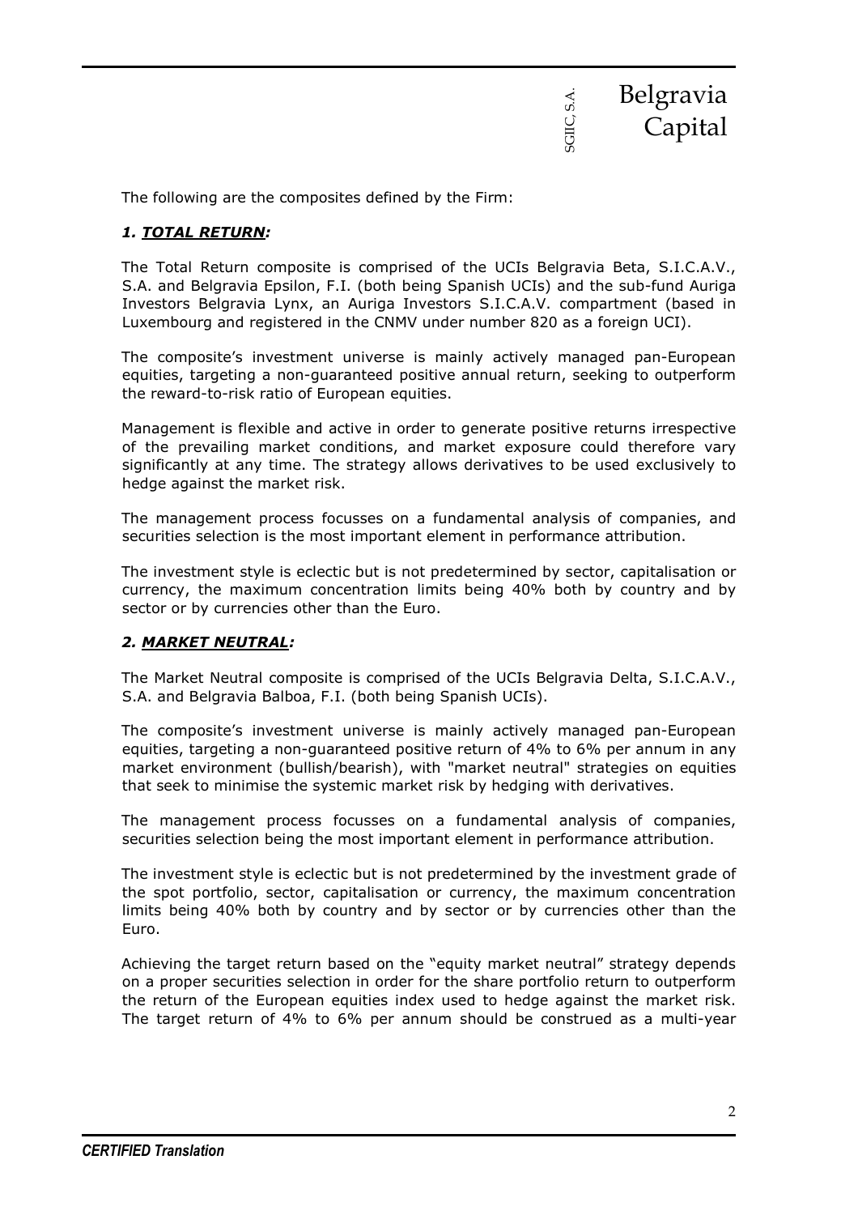The following are the composites defined by the Firm:

### *1. <u>TOTAL RETURN</u>:*

The Total Return composite is comprised of the UCIs Belgravia Beta, S.I.C.A.V., S.A. and Belgravia Epsilon, F.I. (both being Spanish UCIs) and the sub-fund Auriga Investors Belgravia Lynx, an Auriga Investors S.I.C.A.V. compartment (based in Luxembourg and registered in the CNMV under number 820 as a foreign UCI).

The composite's investment universe is mainly actively managed pan-European equities, targeting a non-guaranteed positive annual return, seeking to outperform the reward-to-risk ratio of European equities.

Management is flexible and active in order to generate positive returns irrespective of the prevailing market conditions, and market exposure could therefore vary significantly at any time. The strategy allows derivatives to be used exclusively to hedge against the market risk.

The management process focusses on a fundamental analysis of companies, and securities selection is the most important element in performance attribution.

The investment style is eclectic but is not predetermined by sector, capitalisation or currency, the maximum concentration limits being 40% both by country and by sector or by currencies other than the Euro.

### *2. <u>MARKET NEUTRAL</u>:*

The Market Neutral composite is comprised of the UCIs Belgravia Delta, S.I.C.A.V., S.A. and Belgravia Balboa, F.I. (both being Spanish UCIs).

The composite's investment universe is mainly actively managed pan-European equities, targeting a non-guaranteed positive return of 4% to 6% per annum in any market environment (bullish/bearish), with "market neutral" strategies on equities that seek to minimise the systemic market risk by hedging with derivatives.

The management process focusses on a fundamental analysis of companies, securities selection being the most important element in performance attribution.

The investment style is eclectic but is not predetermined by the investment grade of the spot portfolio, sector, capitalisation or currency, the maximum concentration limits being 40% both by country and by sector or by currencies other than the Euro.

Achieving the target return based on the "equity market neutral" strategy depends on a proper securities selection in order for the share portfolio return to outperform the return of the European equities index used to hedge against the market risk. The target return of 4% to 6% per annum should be construed as a multi-year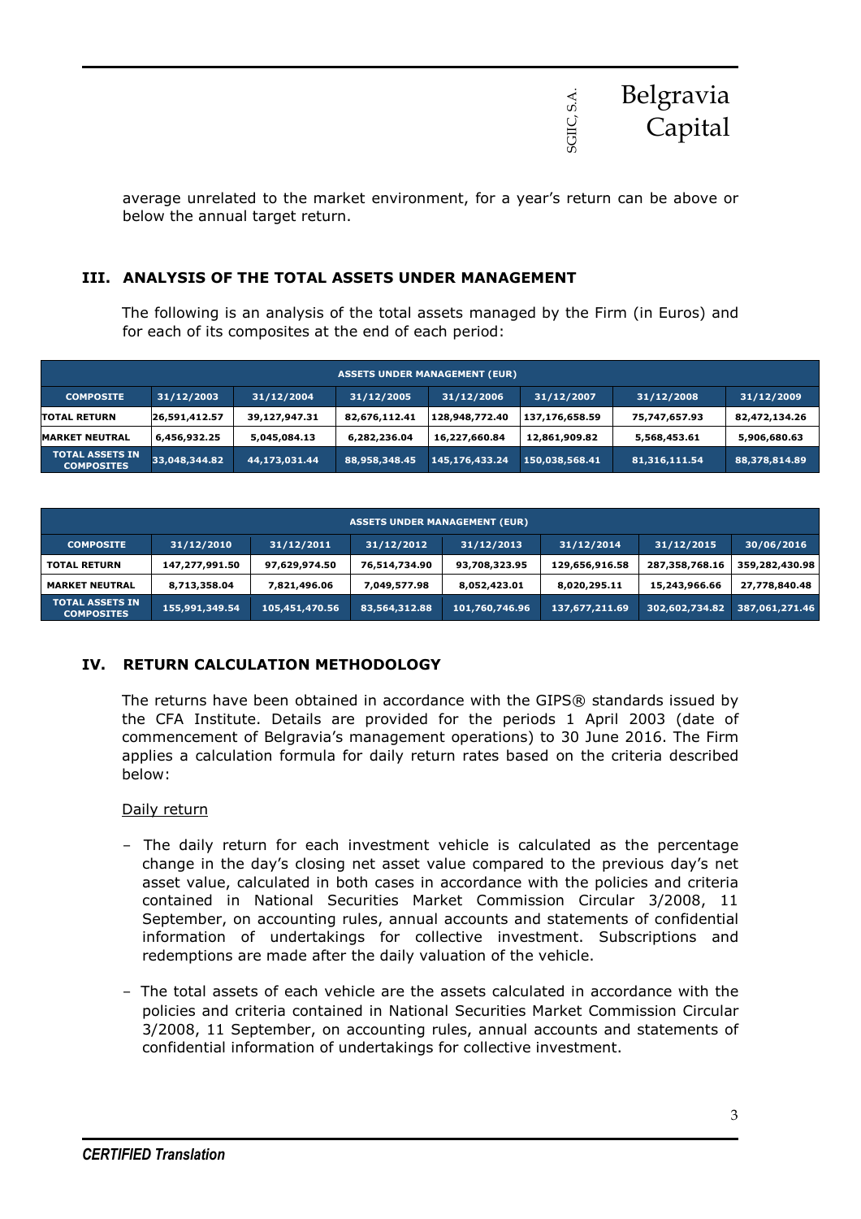average unrelated to the market environment, for a year's return can be above or below the annual target return.

## III. ANALYSIS OF THE TOTAL ASSETS UNDER MANAGEMENT

The following is an analysis of the total assets managed by the Firm (in Euros) and for each of its composites at the end of each period:

| ASSETS UNDER MANAGEMENT (EUR) | | | | | | | |
|---|---|---|---|---|---|---|---|
| **COMPOSITE** | **31/12/2003** | **31/12/2004** | **31/12/2005** | **31/12/2006** | **31/12/2007** | **31/12/2008** | **31/12/2009** |
| **TOTAL RETURN** | 26,591,412.57 | 39,127,947.31 | 82,676,112.41 | 128,948,772.40 | 137,176,658.59 | 75,747,657.93 | 82,472,134.26 |
| **MARKET NEUTRAL** | 6,456,932.25 | 5,045,084.13 | 6,282,236.04 | 16,227,660.84 | 12,861,909.82 | 5,568,453.61 | 5,906,680.63 |
| **TOTAL ASSETS IN COMPOSITES** | 33,048,344.82 | 44,173,031.44 | 88,958,348.45 | 145,176,433.24 | 150,038,568.41 | 81,316,111.54 | 88,378,814.89 |

| ASSETS UNDER MANAGEMENT (EUR) | | | | | | | |
|---|---|---|---|---|---|---|---|
| **COMPOSITE** | **31/12/2010** | **31/12/2011** | **31/12/2012** | **31/12/2013** | **31/12/2014** | **31/12/2015** | **30/06/2016** |
| **TOTAL RETURN** | 147,277,991.50 | 97,629,974.50 | 76,514,734.90 | 93,708,323.95 | 129,656,916.58 | 287,358,768.16 | 359,282,430.98 |
| **MARKET NEUTRAL** | 8,713,358.04 | 7,821,496.06 | 7,049,577.98 | 8,052,423.01 | 8,020,295.11 | 15,243,966.66 | 27,778,840.48 |
| **TOTAL ASSETS IN COMPOSITES** | 155,991,349.54 | 105,451,470.56 | 83,564,312.88 | 101,760,746.96 | 137,677,211.69 | 302,602,734.82 | 387,061,271.46 |

## IV. RETURN CALCULATION METHODOLOGY

The returns have been obtained in accordance with the GIPS® standards issued by the CFA Institute. Details are provided for the periods 1 April 2003 (date of commencement of Belgravia's management operations) to 30 June 2016. The Firm applies a calculation formula for daily return rates based on the criteria described below:

Daily return

- The daily return for each investment vehicle is calculated as the percentage change in the day's closing net asset value compared to the previous day's net asset value, calculated in both cases in accordance with the policies and criteria contained in National Securities Market Commission Circular 3/2008, 11 September, on accounting rules, annual accounts and statements of confidential information of undertakings for collective investment. Subscriptions and redemptions are made after the daily valuation of the vehicle.

- The total assets of each vehicle are the assets calculated in accordance with the policies and criteria contained in National Securities Market Commission Circular 3/2008, 11 September, on accounting rules, annual accounts and statements of confidential information of undertakings for collective investment.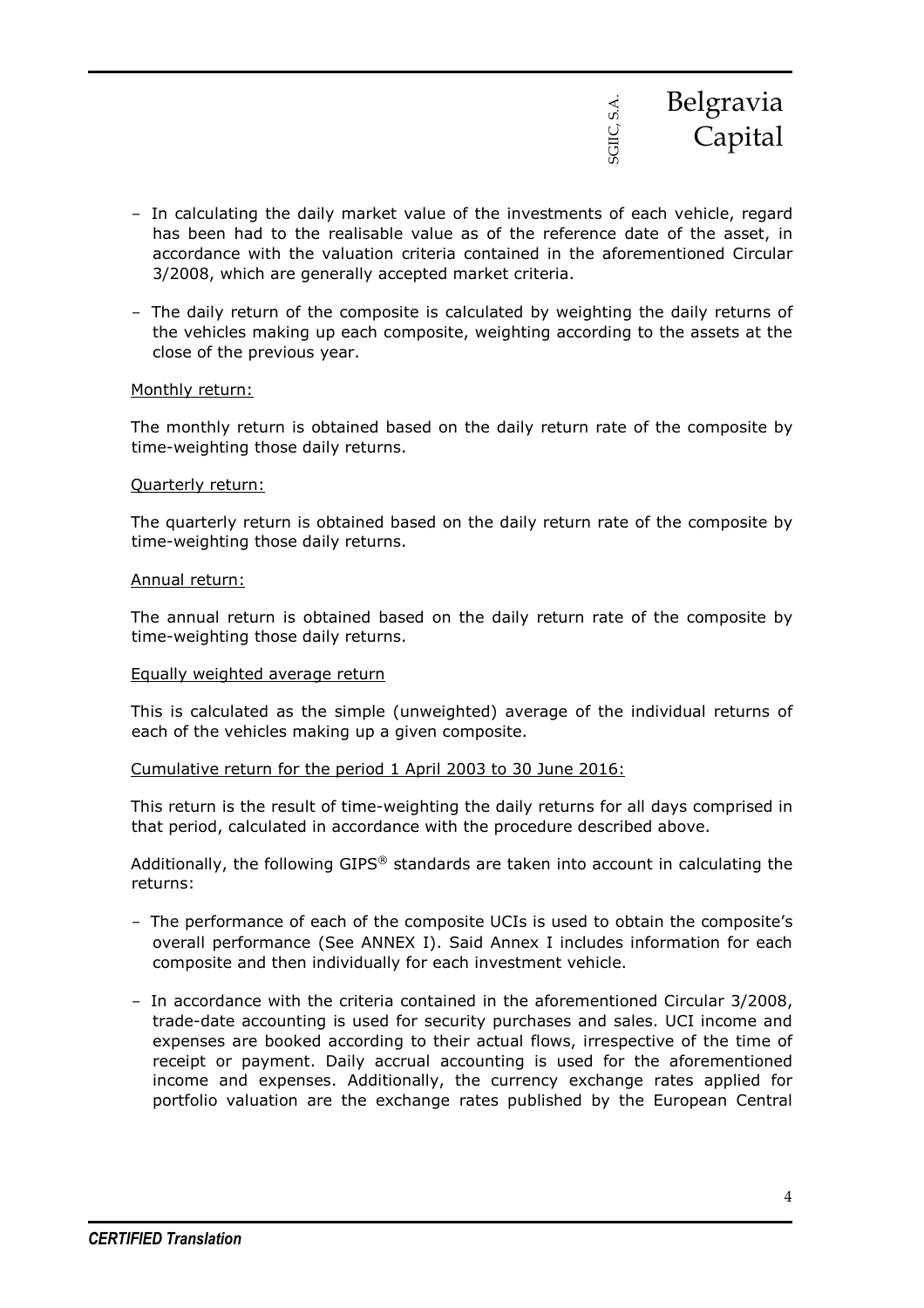- In calculating the daily market value of the investments of each vehicle, regard has been had to the realisable value as of the reference date of the asset, in accordance with the valuation criteria contained in the aforementioned Circular 3/2008, which are generally accepted market criteria.
- The daily return of the composite is calculated by weighting the daily returns of the vehicles making up each composite, weighting according to the assets at the close of the previous year.

Monthly return:

The monthly return is obtained based on the daily return rate of the composite by time-weighting those daily returns.

Quarterly return:

The quarterly return is obtained based on the daily return rate of the composite by time-weighting those daily returns.

Annual return:

The annual return is obtained based on the daily return rate of the composite by time-weighting those daily returns.

Equally weighted average return

This is calculated as the simple (unweighted) average of the individual returns of each of the vehicles making up a given composite.

Cumulative return for the period 1 April 2003 to 30 June 2016:

This return is the result of time-weighting the daily returns for all days comprised in that period, calculated in accordance with the procedure described above.

Additionally, the following GIPS® standards are taken into account in calculating the returns:

- The performance of each of the composite UCIs is used to obtain the composite's overall performance (See ANNEX I). Said Annex I includes information for each composite and then individually for each investment vehicle.
- In accordance with the criteria contained in the aforementioned Circular 3/2008, trade-date accounting is used for security purchases and sales. UCI income and expenses are booked according to their actual flows, irrespective of the time of receipt or payment. Daily accrual accounting is used for the aforementioned income and expenses. Additionally, the currency exchange rates applied for portfolio valuation are the exchange rates published by the European Central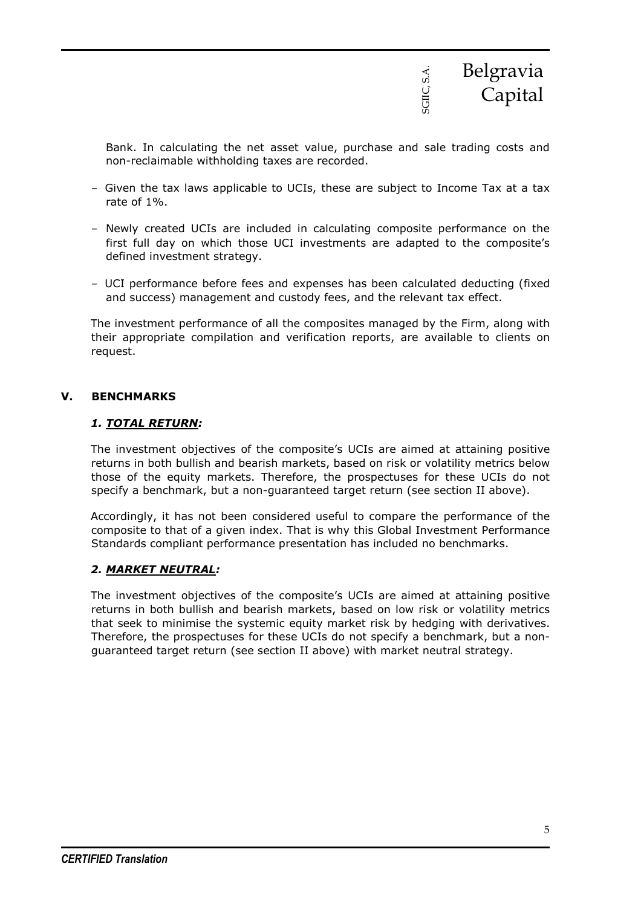Bank. In calculating the net asset value, purchase and sale trading costs and non-reclaimable withholding taxes are recorded.

- Given the tax laws applicable to UCIs, these are subject to Income Tax at a tax rate of 1%.
- Newly created UCIs are included in calculating composite performance on the first full day on which those UCI investments are adapted to the composite's defined investment strategy.
- UCI performance before fees and expenses has been calculated deducting (fixed and success) management and custody fees, and the relevant tax effect.

The investment performance of all the composites managed by the Firm, along with their appropriate compilation and verification reports, are available to clients on request.

## V. BENCHMARKS

### *1. TOTAL RETURN:*

The investment objectives of the composite's UCIs are aimed at attaining positive returns in both bullish and bearish markets, based on risk or volatility metrics below those of the equity markets. Therefore, the prospectuses for these UCIs do not specify a benchmark, but a non-guaranteed target return (see section II above).

Accordingly, it has not been considered useful to compare the performance of the composite to that of a given index. That is why this Global Investment Performance Standards compliant performance presentation has included no benchmarks.

### *2. MARKET NEUTRAL:*

The investment objectives of the composite's UCIs are aimed at attaining positive returns in both bullish and bearish markets, based on low risk or volatility metrics that seek to minimise the systemic equity market risk by hedging with derivatives. Therefore, the prospectuses for these UCIs do not specify a benchmark, but a non-guaranteed target return (see section II above) with market neutral strategy.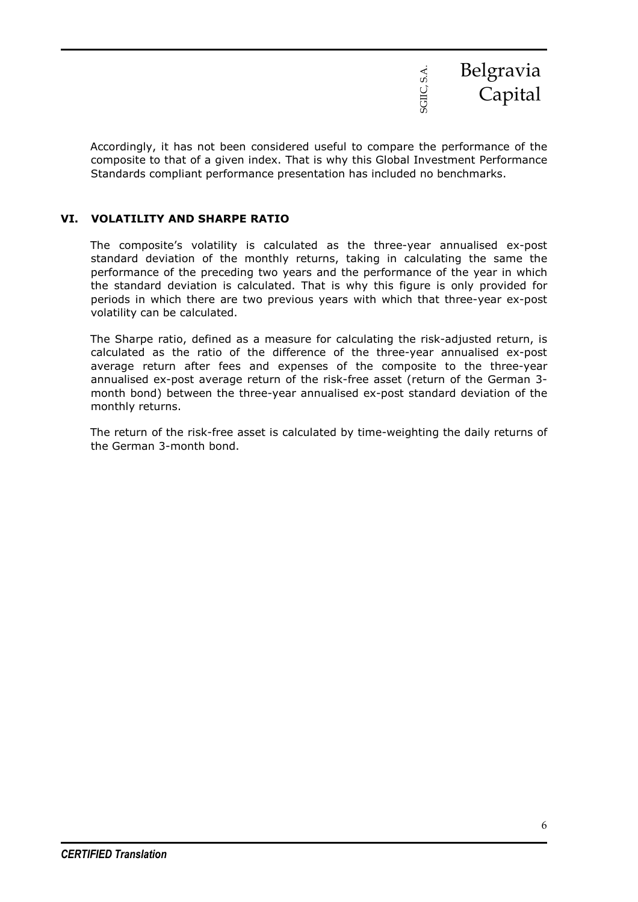Accordingly, it has not been considered useful to compare the performance of the composite to that of a given index. That is why this Global Investment Performance Standards compliant performance presentation has included no benchmarks.

## VI. VOLATILITY AND SHARPE RATIO

The composite's volatility is calculated as the three-year annualised ex-post standard deviation of the monthly returns, taking in calculating the same the performance of the preceding two years and the performance of the year in which the standard deviation is calculated. That is why this figure is only provided for periods in which there are two previous years with which that three-year ex-post volatility can be calculated.

The Sharpe ratio, defined as a measure for calculating the risk-adjusted return, is calculated as the ratio of the difference of the three-year annualised ex-post average return after fees and expenses of the composite to the three-year annualised ex-post average return of the risk-free asset (return of the German 3-month bond) between the three-year annualised ex-post standard deviation of the monthly returns.

The return of the risk-free asset is calculated by time-weighting the daily returns of the German 3-month bond.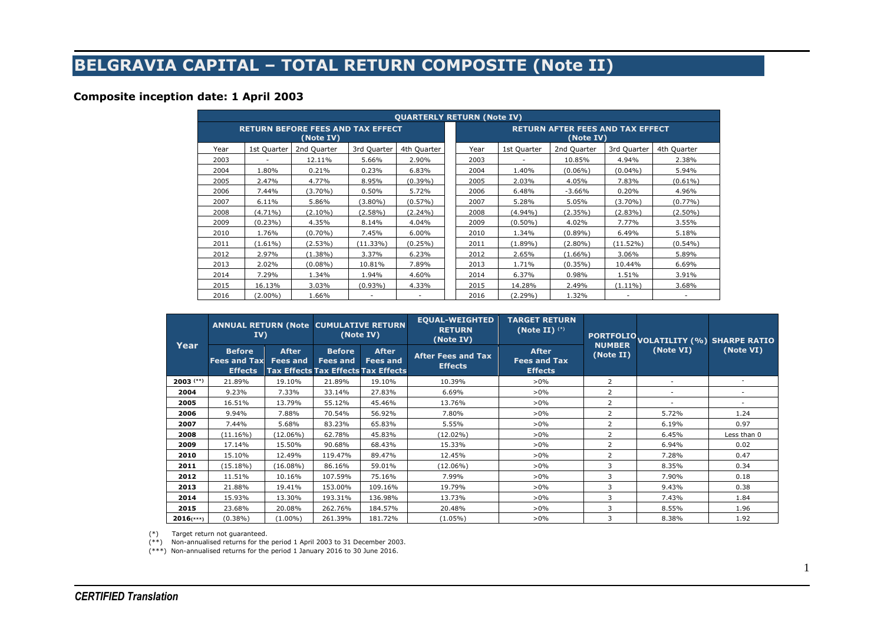# BELGRAVIA CAPITAL – TOTAL RETURN COMPOSITE (Note II)

**Composite inception date: 1 April 2003**

| QUARTERLY RETURN (Note IV) | | | | | | | | | |
|---|---|---|---|---|---|---|---|---|---|
| RETURN BEFORE FEES AND TAX EFFECT (Note IV) | | | | | RETURN AFTER FEES AND TAX EFFECT (Note IV) | | | | |
| Year | 1st Quarter | 2nd Quarter | 3rd Quarter | 4th Quarter | Year | 1st Quarter | 2nd Quarter | 3rd Quarter | 4th Quarter |
| 2003 | - | 12.11% | 5.66% | 2.90% | 2003 | - | 10.85% | 4.94% | 2.38% |
| 2004 | 1.80% | 0.21% | 0.23% | 6.83% | 2004 | 1.40% | (0.06%) | (0.04%) | 5.94% |
| 2005 | 2.47% | 4.77% | 8.95% | (0.39%) | 2005 | 2.03% | 4.05% | 7.83% | (0.61%) |
| 2006 | 7.44% | (3.70%) | 0.50% | 5.72% | 2006 | 6.48% | -3.66% | 0.20% | 4.96% |
| 2007 | 6.11% | 5.86% | (3.80%) | (0.57%) | 2007 | 5.28% | 5.05% | (3.70%) | (0.77%) |
| 2008 | (4.71%) | (2.10%) | (2.58%) | (2.24%) | 2008 | (4.94%) | (2.35%) | (2.83%) | (2.50%) |
| 2009 | (0.23%) | 4.35% | 8.14% | 4.04% | 2009 | (0.50%) | 4.02% | 7.77% | 3.55% |
| 2010 | 1.76% | (0.70%) | 7.45% | 6.00% | 2010 | 1.34% | (0.89%) | 6.49% | 5.18% |
| 2011 | (1.61%) | (2.53%) | (11.33%) | (0.25%) | 2011 | (1.89%) | (2.80%) | (11.52%) | (0.54%) |
| 2012 | 2.97% | (1.38%) | 3.37% | 6.23% | 2012 | 2.65% | (1.66%) | 3.06% | 5.89% |
| 2013 | 2.02% | (0.08%) | 10.81% | 7.89% | 2013 | 1.71% | (0.35%) | 10.44% | 6.69% |
| 2014 | 7.29% | 1.34% | 1.94% | 4.60% | 2014 | 6.37% | 0.98% | 1.51% | 3.91% |
| 2015 | 16.13% | 3.03% | (0.93%) | 4.33% | 2015 | 14.28% | 2.49% | (1.11%) | 3.68% |
| 2016 | (2.00%) | 1.66% | - | - | 2016 | (2.29%) | 1.32% | - | - |

| Year | ANNUAL RETURN (Note IV) | | CUMULATIVE RETURN (Note IV) | | EQUAL-WEIGHTED RETURN (Note IV) | TARGET RETURN (Note II) (*) | PORTFOLIO NUMBER (Note II) | VOLATILITY (%) (Note VI) | SHARPE RATIO (Note VI) |
|---|---|---|---|---|---|---|---|---|---|
| | Before Fees and Tax Effects | After Fees and Tax Effects | Before Fees and Tax Effects | After Fees and Tax Effects | After Fees and Tax Effects | After Fees and Tax Effects | | | |
| **2003** (**) | 21.89% | 19.10% | 21.89% | 19.10% | 10.39% | >0% | 2 | - | - |
| **2004** | 9.23% | 7.33% | 33.14% | 27.83% | 6.69% | >0% | 2 | - | - |
| **2005** | 16.51% | 13.79% | 55.12% | 45.46% | 13.76% | >0% | 2 | - | - |
| **2006** | 9.94% | 7.88% | 70.54% | 56.92% | 7.80% | >0% | 2 | 5.72% | 1.24 |
| **2007** | 7.44% | 5.68% | 83.23% | 65.83% | 5.55% | >0% | 2 | 6.19% | 0.97 |
| **2008** | (11.16%) | (12.06%) | 62.78% | 45.83% | (12.02%) | >0% | 2 | 6.45% | Less than 0 |
| **2009** | 17.14% | 15.50% | 90.68% | 68.43% | 15.33% | >0% | 2 | 6.94% | 0.02 |
| **2010** | 15.10% | 12.49% | 119.47% | 89.47% | 12.45% | >0% | 2 | 7.28% | 0.47 |
| **2011** | (15.18%) | (16.08%) | 86.16% | 59.01% | (12.06%) | >0% | 3 | 8.35% | 0.34 |
| **2012** | 11.51% | 10.16% | 107.59% | 75.16% | 7.99% | >0% | 3 | 7.90% | 0.18 |
| **2013** | 21.88% | 19.41% | 153.00% | 109.16% | 19.79% | >0% | 3 | 9.43% | 0.38 |
| **2014** | 15.93% | 13.30% | 193.31% | 136.98% | 13.73% | >0% | 3 | 7.43% | 1.84 |
| **2015** | 23.68% | 20.08% | 262.76% | 184.57% | 20.48% | >0% | 3 | 8.55% | 1.96 |
| **2016**(***) | (0.38%) | (1.00%) | 261.39% | 181.72% | (1.05%) | >0% | 3 | 8.38% | 1.92 |

(*) Target return not guaranteed.
(**) Non-annualised returns for the period 1 April 2003 to 31 December 2003.
(***) Non-annualised returns for the period 1 January 2016 to 30 June 2016.

*CERTIFIED Translation*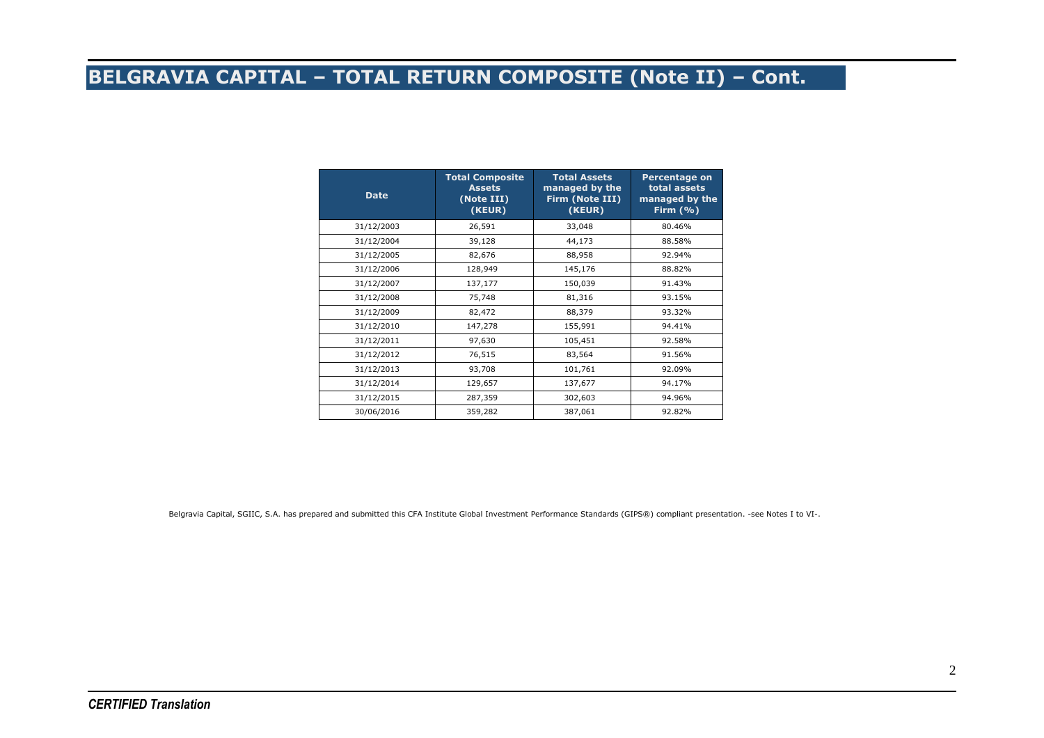# BELGRAVIA CAPITAL – TOTAL RETURN COMPOSITE (Note II) – Cont.

| Date | Total Composite Assets (Note III) (KEUR) | Total Assets managed by the Firm (Note III) (KEUR) | Percentage on total assets managed by the Firm (%) |
|---|---|---|---|
| 31/12/2003 | 26,591 | 33,048 | 80.46% |
| 31/12/2004 | 39,128 | 44,173 | 88.58% |
| 31/12/2005 | 82,676 | 88,958 | 92.94% |
| 31/12/2006 | 128,949 | 145,176 | 88.82% |
| 31/12/2007 | 137,177 | 150,039 | 91.43% |
| 31/12/2008 | 75,748 | 81,316 | 93.15% |
| 31/12/2009 | 82,472 | 88,379 | 93.32% |
| 31/12/2010 | 147,278 | 155,991 | 94.41% |
| 31/12/2011 | 97,630 | 105,451 | 92.58% |
| 31/12/2012 | 76,515 | 83,564 | 91.56% |
| 31/12/2013 | 93,708 | 101,761 | 92.09% |
| 31/12/2014 | 129,657 | 137,677 | 94.17% |
| 31/12/2015 | 287,359 | 302,603 | 94.96% |
| 30/06/2016 | 359,282 | 387,061 | 92.82% |

Belgravia Capital, SGIIC, S.A. has prepared and submitted this CFA Institute Global Investment Performance Standards (GIPS®) compliant presentation. -see Notes I to VI-.

*CERTIFIED Translation*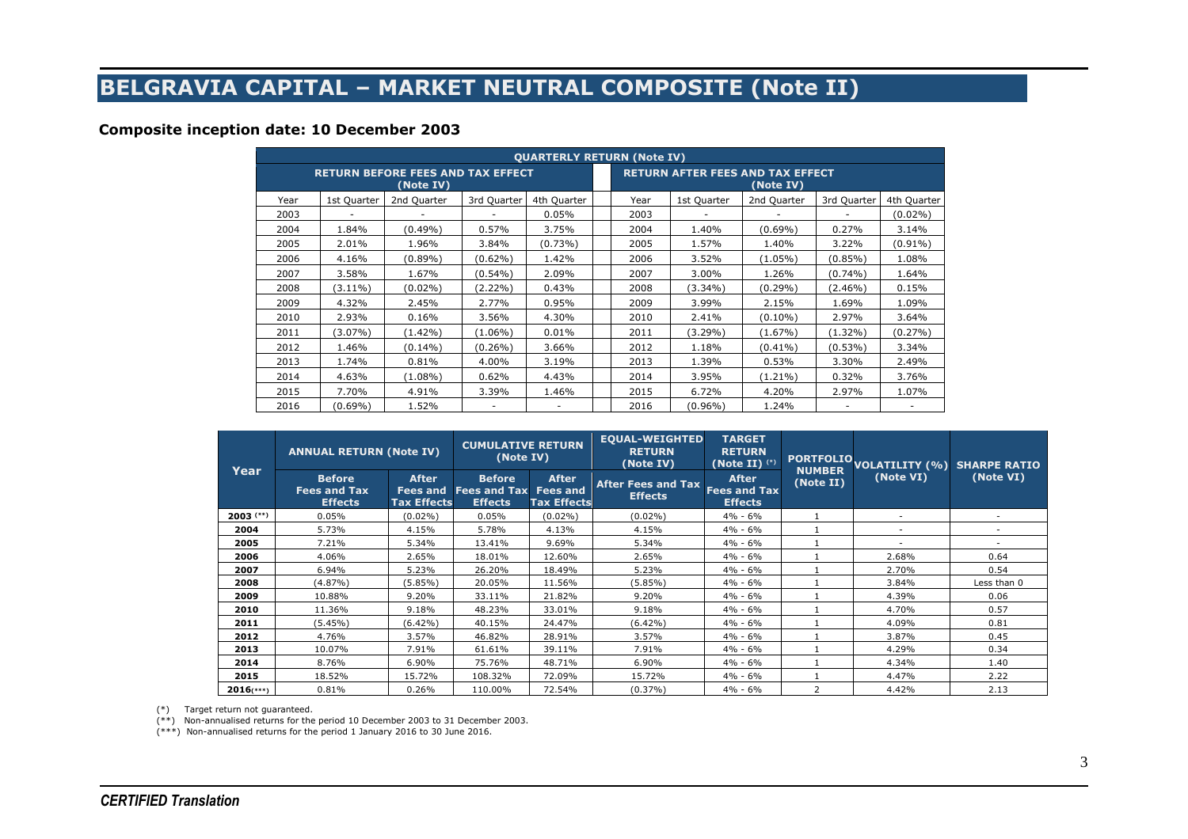# BELGRAVIA CAPITAL – MARKET NEUTRAL COMPOSITE (Note II)

**Composite inception date: 10 December 2003**

| QUARTERLY RETURN (Note IV) | | | | | | | | | |
|---|---|---|---|---|---|---|---|---|---|
| RETURN BEFORE FEES AND TAX EFFECT (Note IV) | | | | | RETURN AFTER FEES AND TAX EFFECT (Note IV) | | | | |
| Year | 1st Quarter | 2nd Quarter | 3rd Quarter | 4th Quarter | Year | 1st Quarter | 2nd Quarter | 3rd Quarter | 4th Quarter |
| 2003 | - | - | - | 0.05% | 2003 | - | - | - | (0.02%) |
| 2004 | 1.84% | (0.49%) | 0.57% | 3.75% | 2004 | 1.40% | (0.69%) | 0.27% | 3.14% |
| 2005 | 2.01% | 1.96% | 3.84% | (0.73%) | 2005 | 1.57% | 1.40% | 3.22% | (0.91%) |
| 2006 | 4.16% | (0.89%) | (0.62%) | 1.42% | 2006 | 3.52% | (1.05%) | (0.85%) | 1.08% |
| 2007 | 3.58% | 1.67% | (0.54%) | 2.09% | 2007 | 3.00% | 1.26% | (0.74%) | 1.64% |
| 2008 | (3.11%) | (0.02%) | (2.22%) | 0.43% | 2008 | (3.34%) | (0.29%) | (2.46%) | 0.15% |
| 2009 | 4.32% | 2.45% | 2.77% | 0.95% | 2009 | 3.99% | 2.15% | 1.69% | 1.09% |
| 2010 | 2.93% | 0.16% | 3.56% | 4.30% | 2010 | 2.41% | (0.10%) | 2.97% | 3.64% |
| 2011 | (3.07%) | (1.42%) | (1.06%) | 0.01% | 2011 | (3.29%) | (1.67%) | (1.32%) | (0.27%) |
| 2012 | 1.46% | (0.14%) | (0.26%) | 3.66% | 2012 | 1.18% | (0.41%) | (0.53%) | 3.34% |
| 2013 | 1.74% | 0.81% | 4.00% | 3.19% | 2013 | 1.39% | 0.53% | 3.30% | 2.49% |
| 2014 | 4.63% | (1.08%) | 0.62% | 4.43% | 2014 | 3.95% | (1.21%) | 0.32% | 3.76% |
| 2015 | 7.70% | 4.91% | 3.39% | 1.46% | 2015 | 6.72% | 4.20% | 2.97% | 1.07% |
| 2016 | (0.69%) | 1.52% | - | - | 2016 | (0.96%) | 1.24% | - | - |

| Year | ANNUAL RETURN (Note IV) | | CUMULATIVE RETURN (Note IV) | | EQUAL-WEIGHTED RETURN (Note IV) | TARGET RETURN (Note II) (*) | PORTFOLIO NUMBER (Note II) | VOLATILITY (%) (Note VI) | SHARPE RATIO (Note VI) |
|---|---|---|---|---|---|---|---|---|---|
| | Before Fees and Tax Effects | After Fees and Tax Effects | Before Fees and Tax Effects | After Fees and Tax Effects | After Fees and Tax Effects | After Fees and Tax Effects | | | |
| **2003** (**) | 0.05% | (0.02%) | 0.05% | (0.02%) | (0.02%) | 4% - 6% | 1 | - | - |
| **2004** | 5.73% | 4.15% | 5.78% | 4.13% | 4.15% | 4% - 6% | 1 | - | - |
| **2005** | 7.21% | 5.34% | 13.41% | 9.69% | 5.34% | 4% - 6% | 1 | - | - |
| **2006** | 4.06% | 2.65% | 18.01% | 12.60% | 2.65% | 4% - 6% | 1 | 2.68% | 0.64 |
| **2007** | 6.94% | 5.23% | 26.20% | 18.49% | 5.23% | 4% - 6% | 1 | 2.70% | 0.54 |
| **2008** | (4.87%) | (5.85%) | 20.05% | 11.56% | (5.85%) | 4% - 6% | 1 | 3.84% | Less than 0 |
| **2009** | 10.88% | 9.20% | 33.11% | 21.82% | 9.20% | 4% - 6% | 1 | 4.39% | 0.06 |
| **2010** | 11.36% | 9.18% | 48.23% | 33.01% | 9.18% | 4% - 6% | 1 | 4.70% | 0.57 |
| **2011** | (5.45%) | (6.42%) | 40.15% | 24.47% | (6.42%) | 4% - 6% | 1 | 4.09% | 0.81 |
| **2012** | 4.76% | 3.57% | 46.82% | 28.91% | 3.57% | 4% - 6% | 1 | 3.87% | 0.45 |
| **2013** | 10.07% | 7.91% | 61.61% | 39.11% | 7.91% | 4% - 6% | 1 | 4.29% | 0.34 |
| **2014** | 8.76% | 6.90% | 75.76% | 48.71% | 6.90% | 4% - 6% | 1 | 4.34% | 1.40 |
| **2015** | 18.52% | 15.72% | 108.32% | 72.09% | 15.72% | 4% - 6% | 1 | 4.47% | 2.22 |
| **2016**(***) | 0.81% | 0.26% | 110.00% | 72.54% | (0.37%) | 4% - 6% | 2 | 4.42% | 2.13 |

(*) Target return not guaranteed.

(**) Non-annualised returns for the period 10 December 2003 to 31 December 2003.

(***) Non-annualised returns for the period 1 January 2016 to 30 June 2016.

*CERTIFIED Translation*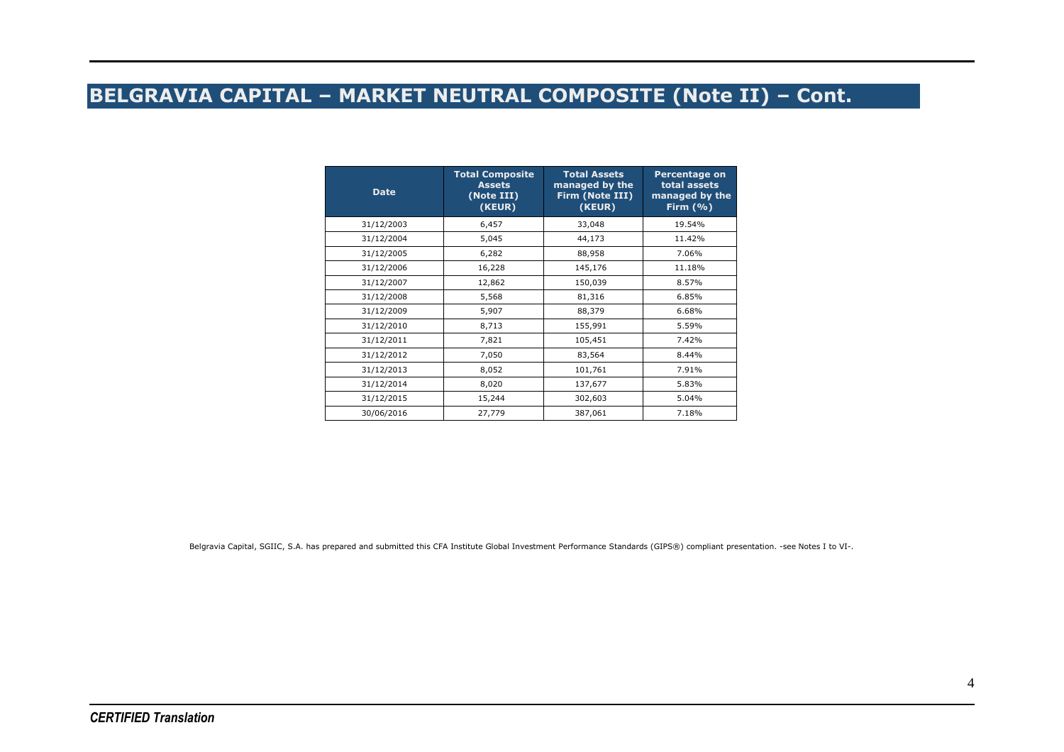# BELGRAVIA CAPITAL – MARKET NEUTRAL COMPOSITE (Note II) – Cont.

| Date | Total Composite Assets (Note III) (KEUR) | Total Assets managed by the Firm (Note III) (KEUR) | Percentage on total assets managed by the Firm (%) |
|---|---|---|---|
| 31/12/2003 | 6,457 | 33,048 | 19.54% |
| 31/12/2004 | 5,045 | 44,173 | 11.42% |
| 31/12/2005 | 6,282 | 88,958 | 7.06% |
| 31/12/2006 | 16,228 | 145,176 | 11.18% |
| 31/12/2007 | 12,862 | 150,039 | 8.57% |
| 31/12/2008 | 5,568 | 81,316 | 6.85% |
| 31/12/2009 | 5,907 | 88,379 | 6.68% |
| 31/12/2010 | 8,713 | 155,991 | 5.59% |
| 31/12/2011 | 7,821 | 105,451 | 7.42% |
| 31/12/2012 | 7,050 | 83,564 | 8.44% |
| 31/12/2013 | 8,052 | 101,761 | 7.91% |
| 31/12/2014 | 8,020 | 137,677 | 5.83% |
| 31/12/2015 | 15,244 | 302,603 | 5.04% |
| 30/06/2016 | 27,779 | 387,061 | 7.18% |

Belgravia Capital, SGIIC, S.A. has prepared and submitted this CFA Institute Global Investment Performance Standards (GIPS®) compliant presentation. -see Notes I to VI-.

*CERTIFIED Translation*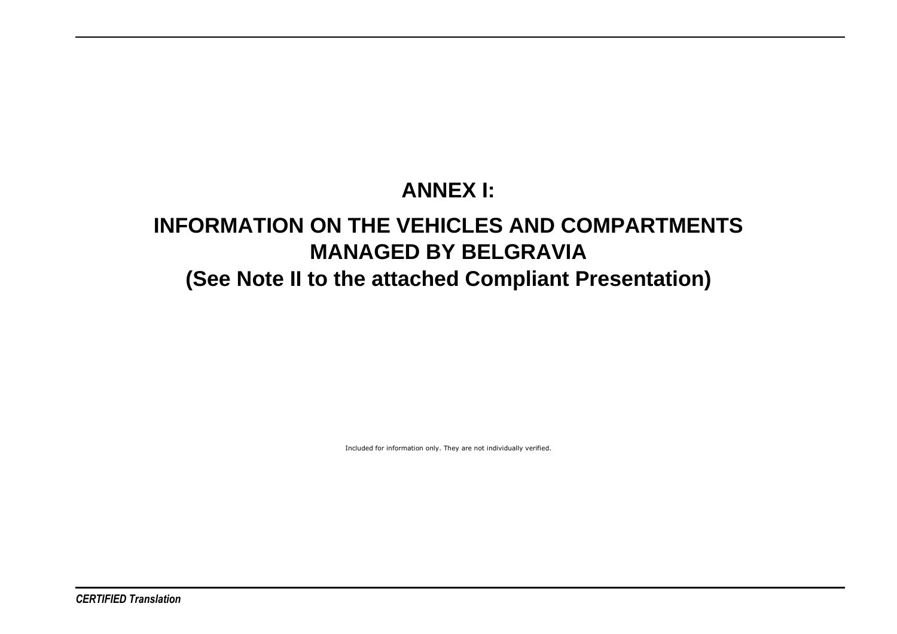# ANNEX I:

# INFORMATION ON THE VEHICLES AND COMPARTMENTS MANAGED BY BELGRAVIA

## (See Note II to the attached Compliant Presentation)

Included for information only. They are not individually verified.

*CERTIFIED Translation*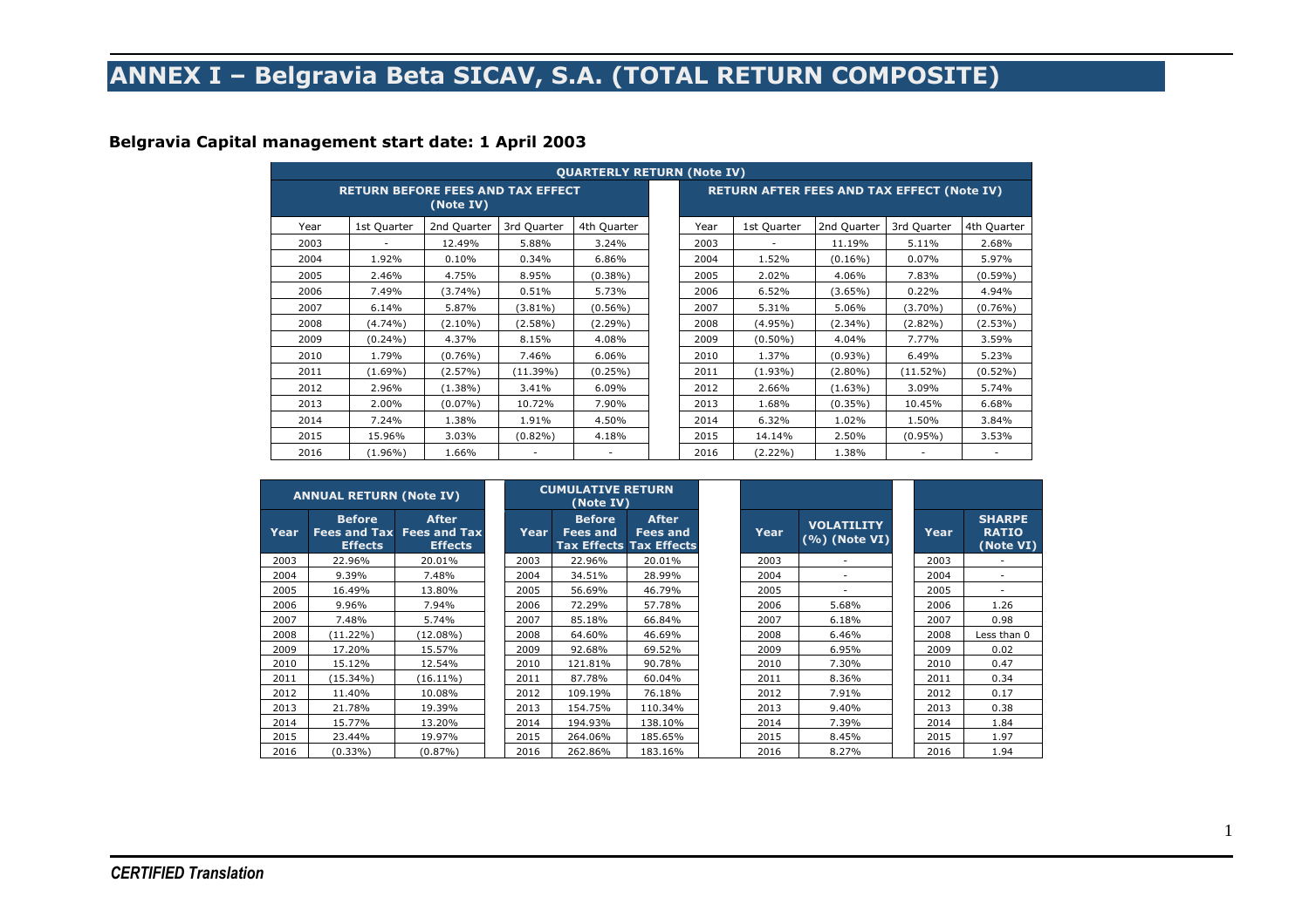# ANNEX I – Belgravia Beta SICAV, S.A. (TOTAL RETURN COMPOSITE)

**Belgravia Capital management start date: 1 April 2003**

| QUARTERLY RETURN (Note IV) | | | | | | | | | |
|---|---|---|---|---|---|---|---|---|---|
| RETURN BEFORE FEES AND TAX EFFECT (Note IV) | | | | | RETURN AFTER FEES AND TAX EFFECT (Note IV) | | | | |
| Year | 1st Quarter | 2nd Quarter | 3rd Quarter | 4th Quarter | Year | 1st Quarter | 2nd Quarter | 3rd Quarter | 4th Quarter |
| 2003 | - | 12.49% | 5.88% | 3.24% | 2003 | - | 11.19% | 5.11% | 2.68% |
| 2004 | 1.92% | 0.10% | 0.34% | 6.86% | 2004 | 1.52% | (0.16%) | 0.07% | 5.97% |
| 2005 | 2.46% | 4.75% | 8.95% | (0.38%) | 2005 | 2.02% | 4.06% | 7.83% | (0.59%) |
| 2006 | 7.49% | (3.74%) | 0.51% | 5.73% | 2006 | 6.52% | (3.65%) | 0.22% | 4.94% |
| 2007 | 6.14% | 5.87% | (3.81%) | (0.56%) | 2007 | 5.31% | 5.06% | (3.70%) | (0.76%) |
| 2008 | (4.74%) | (2.10%) | (2.58%) | (2.29%) | 2008 | (4.95%) | (2.34%) | (2.82%) | (2.53%) |
| 2009 | (0.24%) | 4.37% | 8.15% | 4.08% | 2009 | (0.50%) | 4.04% | 7.77% | 3.59% |
| 2010 | 1.79% | (0.76%) | 7.46% | 6.06% | 2010 | 1.37% | (0.93%) | 6.49% | 5.23% |
| 2011 | (1.69%) | (2.57%) | (11.39%) | (0.25%) | 2011 | (1.93%) | (2.80%) | (11.52%) | (0.52%) |
| 2012 | 2.96% | (1.38%) | 3.41% | 6.09% | 2012 | 2.66% | (1.63%) | 3.09% | 5.74% |
| 2013 | 2.00% | (0.07%) | 10.72% | 7.90% | 2013 | 1.68% | (0.35%) | 10.45% | 6.68% |
| 2014 | 7.24% | 1.38% | 1.91% | 4.50% | 2014 | 6.32% | 1.02% | 1.50% | 3.84% |
| 2015 | 15.96% | 3.03% | (0.82%) | 4.18% | 2015 | 14.14% | 2.50% | (0.95%) | 3.53% |
| 2016 | (1.96%) | 1.66% | - | - | 2016 | (2.22%) | 1.38% | - | - |

| ANNUAL RETURN (Note IV) | | |
|---|---|---|
| Year | Before Fees and Tax Effects | After Fees and Tax Effects |
| 2003 | 22.96% | 20.01% |
| 2004 | 9.39% | 7.48% |
| 2005 | 16.49% | 13.80% |
| 2006 | 9.96% | 7.94% |
| 2007 | 7.48% | 5.74% |
| 2008 | (11.22%) | (12.08%) |
| 2009 | 17.20% | 15.57% |
| 2010 | 15.12% | 12.54% |
| 2011 | (15.34%) | (16.11%) |
| 2012 | 11.40% | 10.08% |
| 2013 | 21.78% | 19.39% |
| 2014 | 15.77% | 13.20% |
| 2015 | 23.44% | 19.97% |
| 2016 | (0.33%) | (0.87%) |

| CUMULATIVE RETURN (Note IV) | | |
|---|---|---|
| Year | Before Fees and Tax Effects | After Fees and Tax Effects |
| 2003 | 22.96% | 20.01% |
| 2004 | 34.51% | 28.99% |
| 2005 | 56.69% | 46.79% |
| 2006 | 72.29% | 57.78% |
| 2007 | 85.18% | 66.84% |
| 2008 | 64.60% | 46.69% |
| 2009 | 92.68% | 69.52% |
| 2010 | 121.81% | 90.78% |
| 2011 | 87.78% | 60.04% |
| 2012 | 109.19% | 76.18% |
| 2013 | 154.75% | 110.34% |
| 2014 | 194.93% | 138.10% |
| 2015 | 264.06% | 185.65% |
| 2016 | 262.86% | 183.16% |

| Year | VOLATILITY (%) (Note VI) |
|---|---|
| 2003 | - |
| 2004 | - |
| 2005 | - |
| 2006 | 5.68% |
| 2007 | 6.18% |
| 2008 | 6.46% |
| 2009 | 6.95% |
| 2010 | 7.30% |
| 2011 | 8.36% |
| 2012 | 7.91% |
| 2013 | 9.40% |
| 2014 | 7.39% |
| 2015 | 8.45% |
| 2016 | 8.27% |

| Year | SHARPE RATIO (Note VI) |
|---|---|
| 2003 | - |
| 2004 | - |
| 2005 | - |
| 2006 | 1.26 |
| 2007 | 0.98 |
| 2008 | Less than 0 |
| 2009 | 0.02 |
| 2010 | 0.47 |
| 2011 | 0.34 |
| 2012 | 0.17 |
| 2013 | 0.38 |
| 2014 | 1.84 |
| 2015 | 1.97 |
| 2016 | 1.94 |

*CERTIFIED Translation*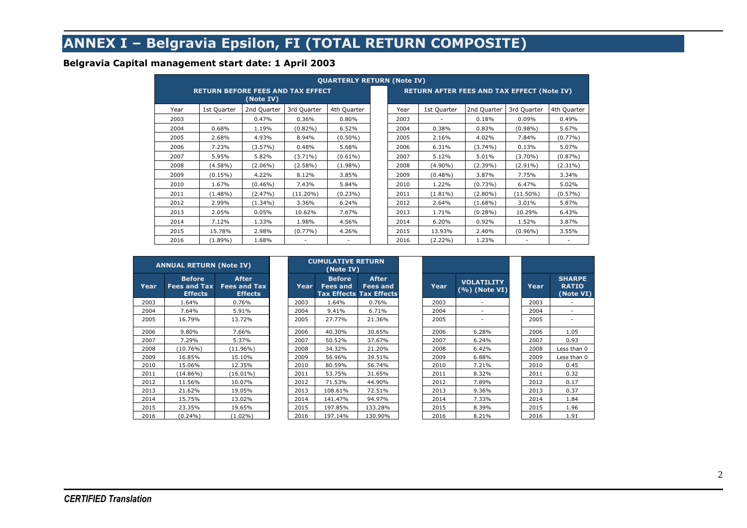# ANNEX I – Belgravia Epsilon, FI (TOTAL RETURN COMPOSITE)

**Belgravia Capital management start date: 1 April 2003**

| QUARTERLY RETURN (Note IV) | | | | | | | | | |
|---|---|---|---|---|---|---|---|---|---|
| RETURN BEFORE FEES AND TAX EFFECT (Note IV) | | | | | RETURN AFTER FEES AND TAX EFFECT (Note IV) | | | | |
| Year | 1st Quarter | 2nd Quarter | 3rd Quarter | 4th Quarter | Year | 1st Quarter | 2nd Quarter | 3rd Quarter | 4th Quarter |
| 2003 | - | 0.47% | 0.36% | 0.80% | 2003 | - | 0.18% | 0.09% | 0.49% |
| 2004 | 0.68% | 1.19% | (0.82%) | 6.52% | 2004 | 0.38% | 0.83% | (0.98%) | 5.67% |
| 2005 | 2.68% | 4.93% | 8.94% | (0.50%) | 2005 | 2.16% | 4.02% | 7.84% | (0.77%) |
| 2006 | 7.23% | (3.57%) | 0.48% | 5.68% | 2006 | 6.31% | (3.74%) | 0.13% | 5.07% |
| 2007 | 5.95% | 5.82% | (3.71%) | (0.61%) | 2007 | 5.12% | 5.01% | (3.70%) | (0.87%) |
| 2008 | (4.58%) | (2.06%) | (2.58%) | (1.98%) | 2008 | (4.90%) | (2.39%) | (2.91%) | (2.31%) |
| 2009 | (0.15%) | 4.22% | 8.12% | 3.85% | 2009 | (0.48%) | 3.87% | 7.75% | 3.34% |
| 2010 | 1.67% | (0.46%) | 7.43% | 5.84% | 2010 | 1.22% | (0.73%) | 6.47% | 5.02% |
| 2011 | (1.48%) | (2.47%) | (11.20%) | (0.23%) | 2011 | (1.81%) | (2.80%) | (11.50%) | (0.57%) |
| 2012 | 2.99% | (1.34%) | 3.36% | 6.24% | 2012 | 2.64% | (1.68%) | 3.01% | 5.87% |
| 2013 | 2.05% | 0.05% | 10.62% | 7.67% | 2013 | 1.71% | (0.28%) | 10.29% | 6.43% |
| 2014 | 7.12% | 1.33% | 1.98% | 4.56% | 2014 | 6.20% | 0.92% | 1.52% | 3.87% |
| 2015 | 15.78% | 2.98% | (0.77%) | 4.26% | 2015 | 13.93% | 2.40% | (0.96%) | 3.55% |
| 2016 | (1.89%) | 1.68% | - | - | 2016 | (2.22%) | 1.23% | - | - |

| ANNUAL RETURN (Note IV) | | |
|---|---|---|
| Year | Before Fees and Tax Effects | After Fees and Tax Effects |
| 2003 | 1.64% | 0.76% |
| 2004 | 7.64% | 5.91% |
| 2005 | 16.79% | 13.72% |
| 2006 | 9.80% | 7.66% |
| 2007 | 7.29% | 5.37% |
| 2008 | (10.76%) | (11.96%) |
| 2009 | 16.85% | 15.10% |
| 2010 | 15.06% | 12.35% |
| 2011 | (14.86%) | (16.01%) |
| 2012 | 11.56% | 10.07% |
| 2013 | 21.62% | 19.05% |
| 2014 | 15.75% | 13.02% |
| 2015 | 23.35% | 19.65% |
| 2016 | (0.24%) | (1.02%) |

| CUMULATIVE RETURN (Note IV) | | |
|---|---|---|
| Year | Before Fees and Tax Effects | After Fees and Tax Effects |
| 2003 | 1.64% | 0.76% |
| 2004 | 9.41% | 6.71% |
| 2005 | 27.77% | 21.36% |
| 2006 | 40.30% | 30.65% |
| 2007 | 50.52% | 37.67% |
| 2008 | 34.32% | 21.20% |
| 2009 | 56.96% | 39.51% |
| 2010 | 80.59% | 56.74% |
| 2011 | 53.75% | 31.65% |
| 2012 | 71.53% | 44.90% |
| 2013 | 108.61% | 72.51% |
| 2014 | 141.47% | 94.97% |
| 2015 | 197.85% | 133.28% |
| 2016 | 197.14% | 130.90% |

| Year | VOLATILITY (%) (Note VI) |
|---|---|
| 2003 | - |
| 2004 | - |
| 2005 | - |
| 2006 | 6.28% |
| 2007 | 6.24% |
| 2008 | 6.42% |
| 2009 | 6.88% |
| 2010 | 7.21% |
| 2011 | 8.32% |
| 2012 | 7.89% |
| 2013 | 9.36% |
| 2014 | 7.33% |
| 2015 | 8.39% |
| 2016 | 8.21% |

| Year | SHARPE RATIO (Note VI) |
|---|---|
| 2003 | - |
| 2004 | - |
| 2005 | - |
| 2006 | 1.05 |
| 2007 | 0.93 |
| 2008 | Less than 0 |
| 2009 | Less than 0 |
| 2010 | 0.45 |
| 2011 | 0.32 |
| 2012 | 0.17 |
| 2013 | 0.37 |
| 2014 | 1.84 |
| 2015 | 1.96 |
| 2016 | 1.91 |

*CERTIFIED Translation*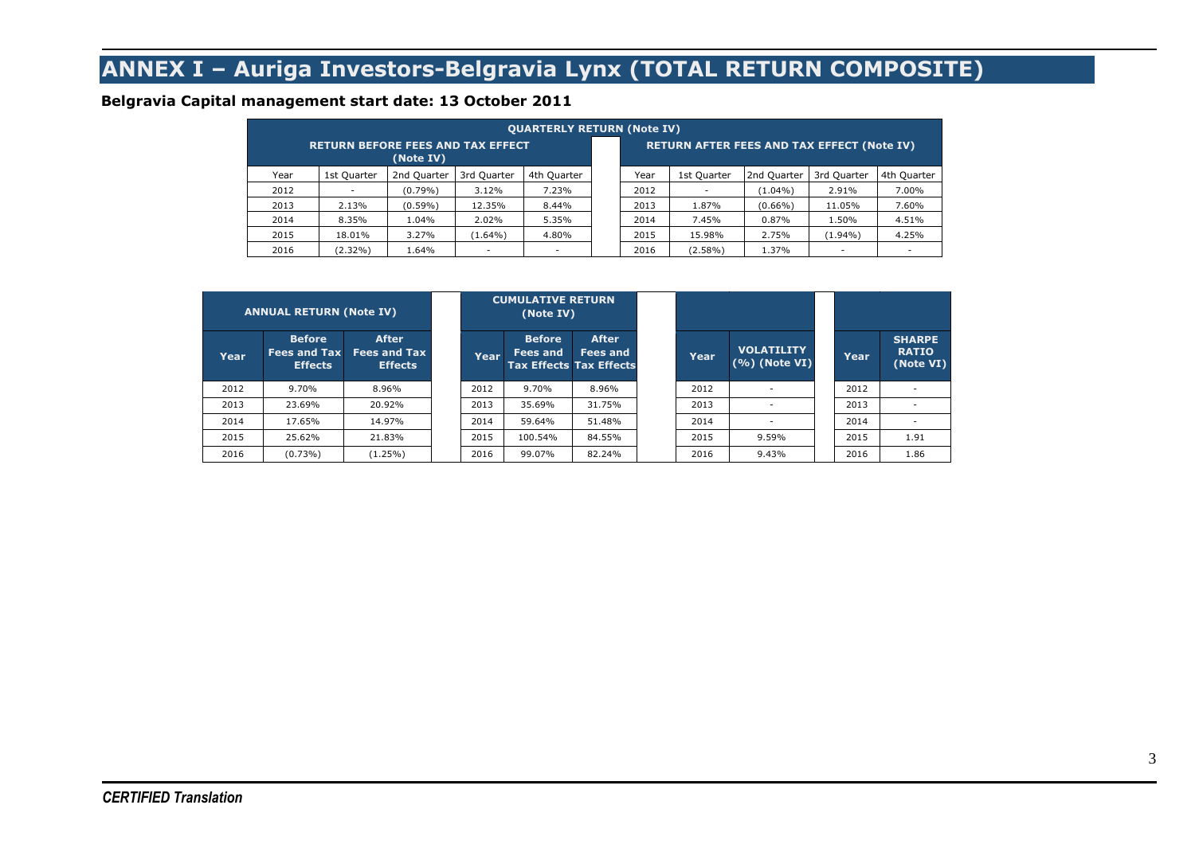# ANNEX I – Auriga Investors-Belgravia Lynx (TOTAL RETURN COMPOSITE)

**Belgravia Capital management start date: 13 October 2011**

| QUARTERLY RETURN (Note IV) | | | | | | | | | |
|---|---|---|---|---|---|---|---|---|---|
| RETURN BEFORE FEES AND TAX EFFECT (Note IV) | | | | | RETURN AFTER FEES AND TAX EFFECT (Note IV) | | | | |
| Year | 1st Quarter | 2nd Quarter | 3rd Quarter | 4th Quarter | Year | 1st Quarter | 2nd Quarter | 3rd Quarter | 4th Quarter |
| 2012 | - | (0.79%) | 3.12% | 7.23% | 2012 | - | (1.04%) | 2.91% | 7.00% |
| 2013 | 2.13% | (0.59%) | 12.35% | 8.44% | 2013 | 1.87% | (0.66%) | 11.05% | 7.60% |
| 2014 | 8.35% | 1.04% | 2.02% | 5.35% | 2014 | 7.45% | 0.87% | 1.50% | 4.51% |
| 2015 | 18.01% | 3.27% | (1.64%) | 4.80% | 2015 | 15.98% | 2.75% | (1.94%) | 4.25% |
| 2016 | (2.32%) | 1.64% | - | - | 2016 | (2.58%) | 1.37% | - | - |

| ANNUAL RETURN (Note IV) | | |
|---|---|---|
| Year | Before Fees and Tax Effects | After Fees and Tax Effects |
| 2012 | 9.70% | 8.96% |
| 2013 | 23.69% | 20.92% |
| 2014 | 17.65% | 14.97% |
| 2015 | 25.62% | 21.83% |
| 2016 | (0.73%) | (1.25%) |

| CUMULATIVE RETURN (Note IV) | | |
|---|---|---|
| Year | Before Fees and Tax Effects | After Fees and Tax Effects |
| 2012 | 9.70% | 8.96% |
| 2013 | 35.69% | 31.75% |
| 2014 | 59.64% | 51.48% |
| 2015 | 100.54% | 84.55% |
| 2016 | 99.07% | 82.24% |

| Year | VOLATILITY (%) (Note VI) |
|---|---|
| 2012 | - |
| 2013 | - |
| 2014 | - |
| 2015 | 9.59% |
| 2016 | 9.43% |

| Year | SHARPE RATIO (Note VI) |
|---|---|
| 2012 | - |
| 2013 | - |
| 2014 | - |
| 2015 | 1.91 |
| 2016 | 1.86 |

*CERTIFIED Translation*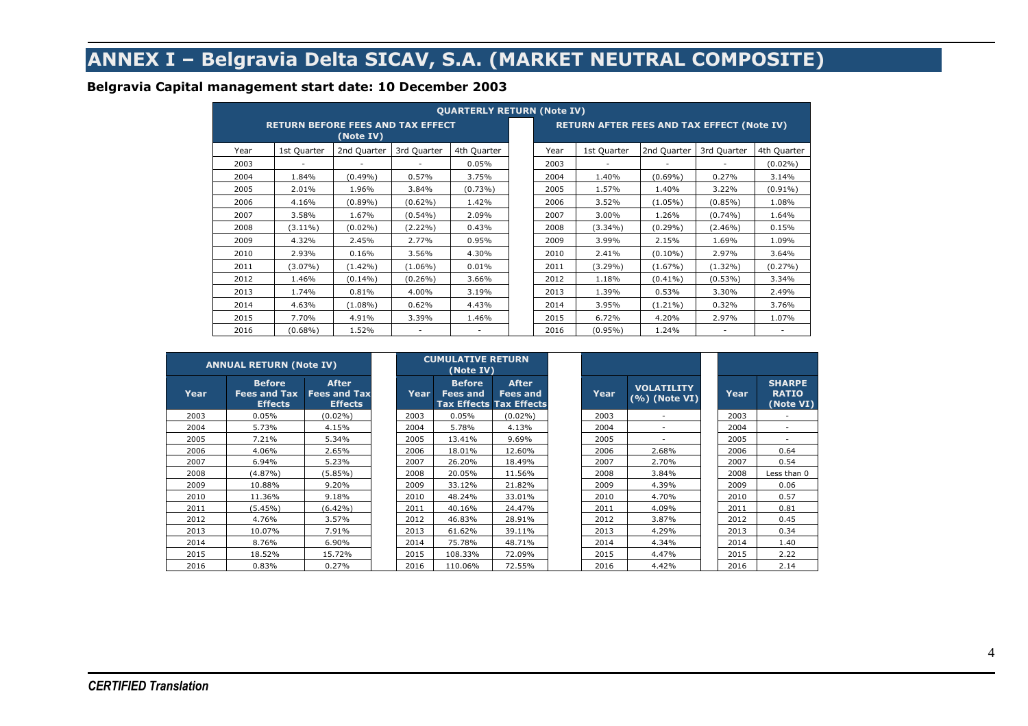# ANNEX I – Belgravia Delta SICAV, S.A. (MARKET NEUTRAL COMPOSITE)

**Belgravia Capital management start date: 10 December 2003**

| QUARTERLY RETURN (Note IV) | | | | | | | | | |
|---|---|---|---|---|---|---|---|---|---|
| RETURN BEFORE FEES AND TAX EFFECT (Note IV) | | | | | RETURN AFTER FEES AND TAX EFFECT (Note IV) | | | | |
| Year | 1st Quarter | 2nd Quarter | 3rd Quarter | 4th Quarter | Year | 1st Quarter | 2nd Quarter | 3rd Quarter | 4th Quarter |
| 2003 | - | - | - | 0.05% | 2003 | - | - | - | (0.02%) |
| 2004 | 1.84% | (0.49%) | 0.57% | 3.75% | 2004 | 1.40% | (0.69%) | 0.27% | 3.14% |
| 2005 | 2.01% | 1.96% | 3.84% | (0.73%) | 2005 | 1.57% | 1.40% | 3.22% | (0.91%) |
| 2006 | 4.16% | (0.89%) | (0.62%) | 1.42% | 2006 | 3.52% | (1.05%) | (0.85%) | 1.08% |
| 2007 | 3.58% | 1.67% | (0.54%) | 2.09% | 2007 | 3.00% | 1.26% | (0.74%) | 1.64% |
| 2008 | (3.11%) | (0.02%) | (2.22%) | 0.43% | 2008 | (3.34%) | (0.29%) | (2.46%) | 0.15% |
| 2009 | 4.32% | 2.45% | 2.77% | 0.95% | 2009 | 3.99% | 2.15% | 1.69% | 1.09% |
| 2010 | 2.93% | 0.16% | 3.56% | 4.30% | 2010 | 2.41% | (0.10%) | 2.97% | 3.64% |
| 2011 | (3.07%) | (1.42%) | (1.06%) | 0.01% | 2011 | (3.29%) | (1.67%) | (1.32%) | (0.27%) |
| 2012 | 1.46% | (0.14%) | (0.26%) | 3.66% | 2012 | 1.18% | (0.41%) | (0.53%) | 3.34% |
| 2013 | 1.74% | 0.81% | 4.00% | 3.19% | 2013 | 1.39% | 0.53% | 3.30% | 2.49% |
| 2014 | 4.63% | (1.08%) | 0.62% | 4.43% | 2014 | 3.95% | (1.21%) | 0.32% | 3.76% |
| 2015 | 7.70% | 4.91% | 3.39% | 1.46% | 2015 | 6.72% | 4.20% | 2.97% | 1.07% |
| 2016 | (0.68%) | 1.52% | - | - | 2016 | (0.95%) | 1.24% | - | - |

| ANNUAL RETURN (Note IV) | | |
|---|---|---|
| Year | Before Fees and Tax Effects | After Fees and Tax Effects |
| 2003 | 0.05% | (0.02%) |
| 2004 | 5.73% | 4.15% |
| 2005 | 7.21% | 5.34% |
| 2006 | 4.06% | 2.65% |
| 2007 | 6.94% | 5.23% |
| 2008 | (4.87%) | (5.85%) |
| 2009 | 10.88% | 9.20% |
| 2010 | 11.36% | 9.18% |
| 2011 | (5.45%) | (6.42%) |
| 2012 | 4.76% | 3.57% |
| 2013 | 10.07% | 7.91% |
| 2014 | 8.76% | 6.90% |
| 2015 | 18.52% | 15.72% |
| 2016 | 0.83% | 0.27% |

| CUMULATIVE RETURN (Note IV) | | |
|---|---|---|
| Year | Before Fees and Tax Effects | After Fees and Tax Effects |
| 2003 | 0.05% | (0.02%) |
| 2004 | 5.78% | 4.13% |
| 2005 | 13.41% | 9.69% |
| 2006 | 18.01% | 12.60% |
| 2007 | 26.20% | 18.49% |
| 2008 | 20.05% | 11.56% |
| 2009 | 33.12% | 21.82% |
| 2010 | 48.24% | 33.01% |
| 2011 | 40.16% | 24.47% |
| 2012 | 46.83% | 28.91% |
| 2013 | 61.62% | 39.11% |
| 2014 | 75.78% | 48.71% |
| 2015 | 108.33% | 72.09% |
| 2016 | 110.06% | 72.55% |

| Year | VOLATILITY (%) (Note VI) |
|---|---|
| 2003 | - |
| 2004 | - |
| 2005 | - |
| 2006 | 2.68% |
| 2007 | 2.70% |
| 2008 | 3.84% |
| 2009 | 4.39% |
| 2010 | 4.70% |
| 2011 | 4.09% |
| 2012 | 3.87% |
| 2013 | 4.29% |
| 2014 | 4.34% |
| 2015 | 4.47% |
| 2016 | 4.42% |

| Year | SHARPE RATIO (Note VI) |
|---|---|
| 2003 | - |
| 2004 | - |
| 2005 | - |
| 2006 | 0.64 |
| 2007 | 0.54 |
| 2008 | Less than 0 |
| 2009 | 0.06 |
| 2010 | 0.57 |
| 2011 | 0.81 |
| 2012 | 0.45 |
| 2013 | 0.34 |
| 2014 | 1.40 |
| 2015 | 2.22 |
| 2016 | 2.14 |

*CERTIFIED Translation*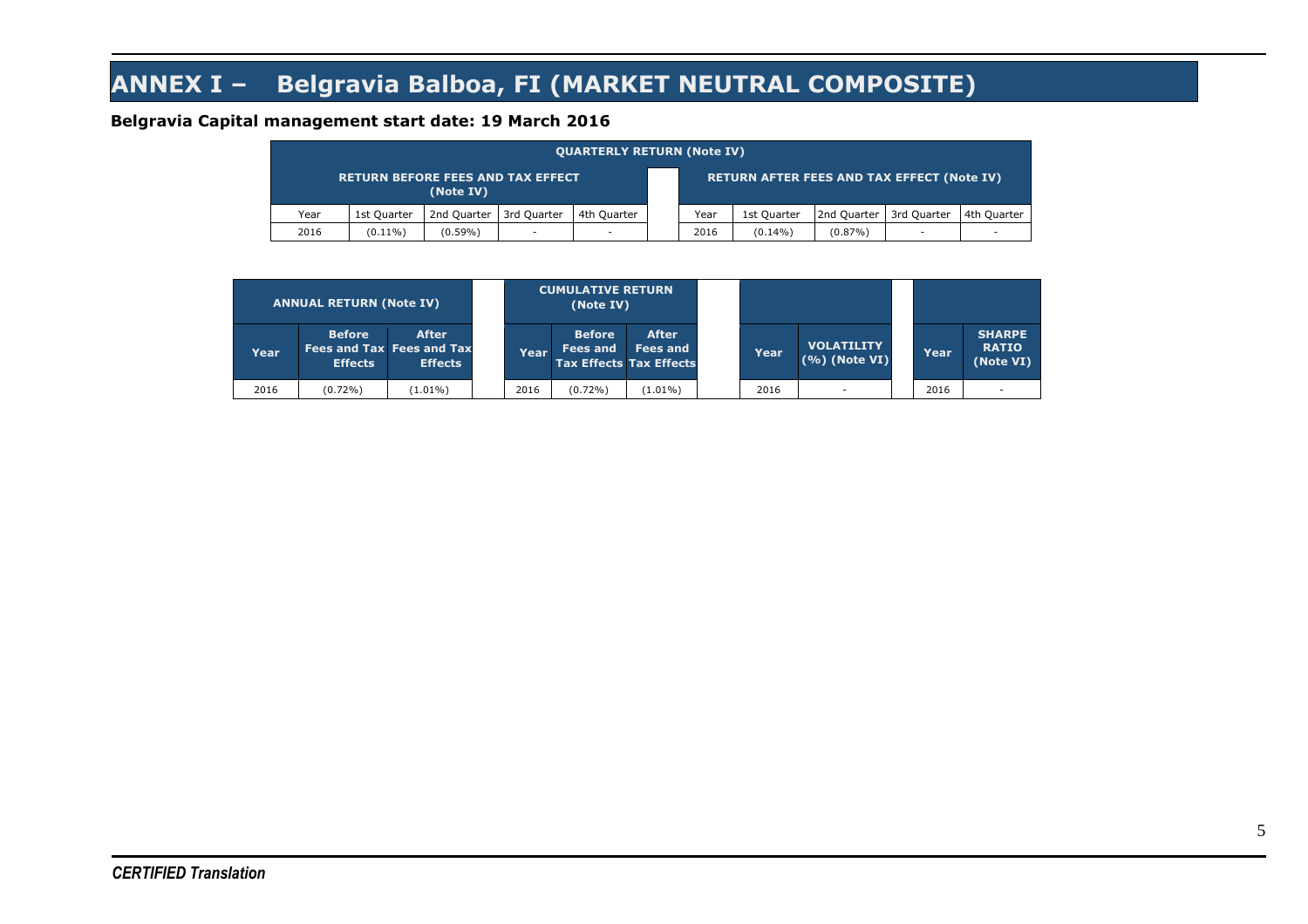# ANNEX I – Belgravia Balboa, FI (MARKET NEUTRAL COMPOSITE)

**Belgravia Capital management start date: 19 March 2016**

| QUARTERLY RETURN (Note IV) | | | | | | | | | |
|---|---|---|---|---|---|---|---|---|---|
| RETURN BEFORE FEES AND TAX EFFECT (Note IV) | | | | | RETURN AFTER FEES AND TAX EFFECT (Note IV) | | | | |
| Year | 1st Quarter | 2nd Quarter | 3rd Quarter | 4th Quarter | Year | 1st Quarter | 2nd Quarter | 3rd Quarter | 4th Quarter |
| 2016 | (0.11%) | (0.59%) | - | - | 2016 | (0.14%) | (0.87%) | - | - |

| ANNUAL RETURN (Note IV) | | |
|---|---|---|
| Year | Before Fees and Tax Effects | After Fees and Tax Effects |
| 2016 | (0.72%) | (1.01%) |

| CUMULATIVE RETURN (Note IV) | | |
|---|---|---|
| Year | Before Fees and Tax Effects | After Fees and Tax Effects |
| 2016 | (0.72%) | (1.01%) |

| Year | VOLATILITY (%) (Note VI) |
|---|---|
| 2016 | - |

| Year | SHARPE RATIO (Note VI) |
|---|---|
| 2016 | - |

*CERTIFIED Translation*